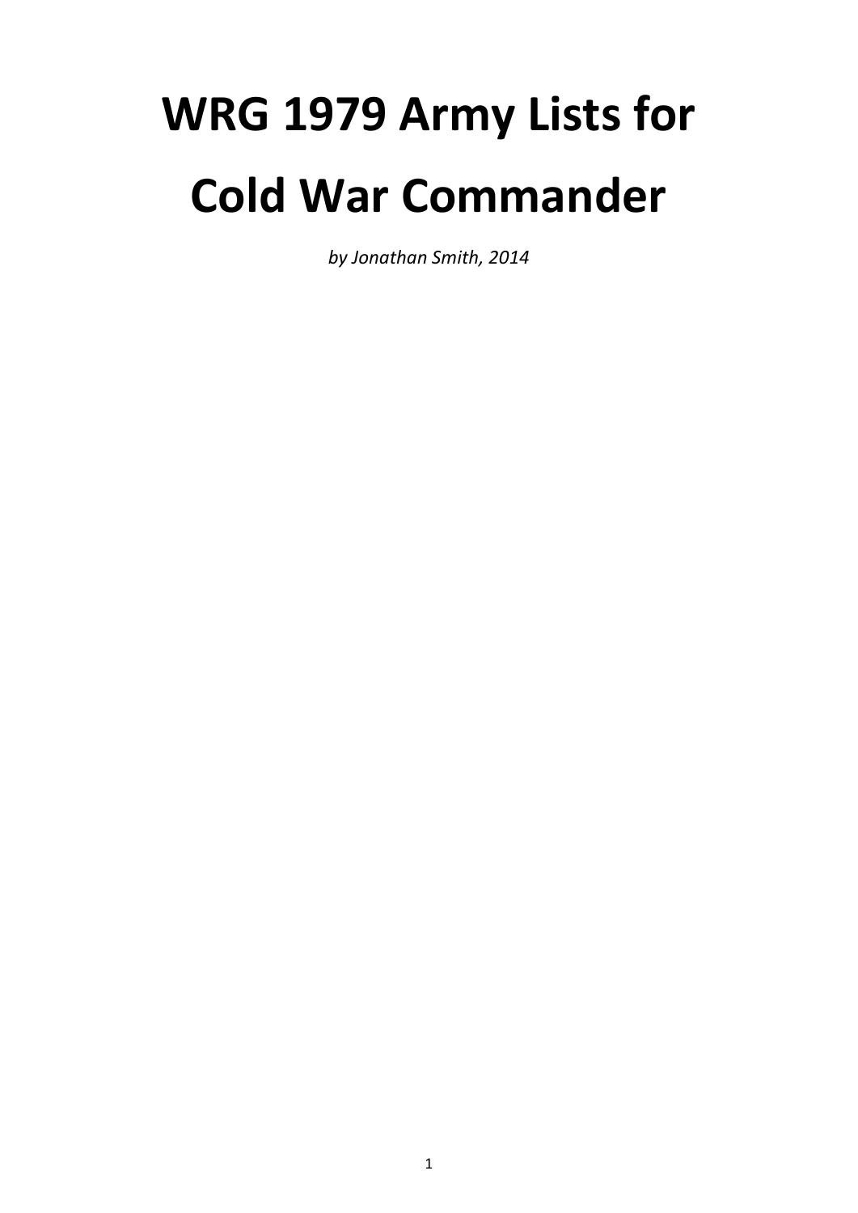# WRG 1979 Army Lists for Cold War Commander

*by Jonathan Smith, 2014*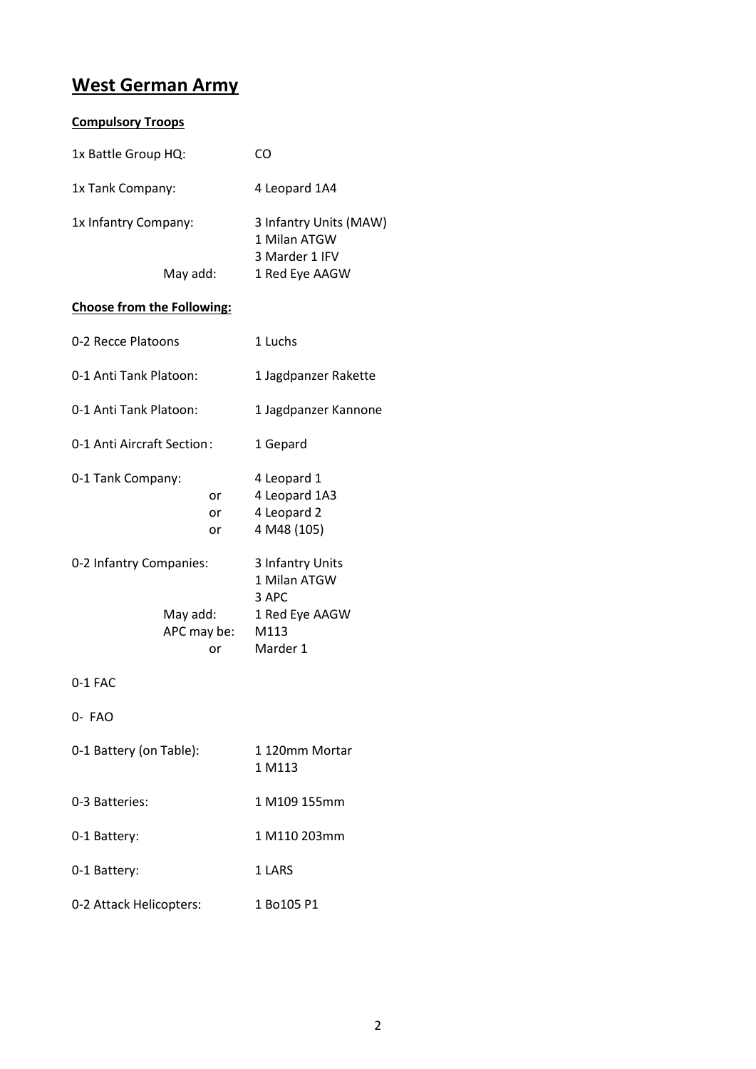# West German Army

**Compulsory Troops**

| | |
|---|---|
| 1x Battle Group HQ: | CO |
| 1x Tank Company: | 4 Leopard 1A4 |
| 1x Infantry Company: | 3 Infantry Units (MAW) |
| | 1 Milan ATGW |
| | 3 Marder 1 IFV |
| May add: | 1 Red Eye AAGW |

**Choose from the Following:**

| | |
|---|---|
| 0-2 Recce Platoons | 1 Luchs |
| 0-1 Anti Tank Platoon: | 1 Jagdpanzer Rakette |
| 0-1 Anti Tank Platoon: | 1 Jagdpanzer Kannone |
| 0-1 Anti Aircraft Section: | 1 Gepard |
| 0-1 Tank Company: | 4 Leopard 1 |
| or | 4 Leopard 1A3 |
| or | 4 Leopard 2 |
| or | 4 M48 (105) |
| 0-2 Infantry Companies: | 3 Infantry Units |
| | 1 Milan ATGW |
| | 3 APC |
| May add: | 1 Red Eye AAGW |
| APC may be: | M113 |
| or | Marder 1 |
| 0-1 FAC | |
| 0- FAO | |
| 0-1 Battery (on Table): | 1 120mm Mortar |
| | 1 M113 |
| 0-3 Batteries: | 1 M109 155mm |
| 0-1 Battery: | 1 M110 203mm |
| 0-1 Battery: | 1 LARS |
| 0-2 Attack Helicopters: | 1 Bo105 P1 |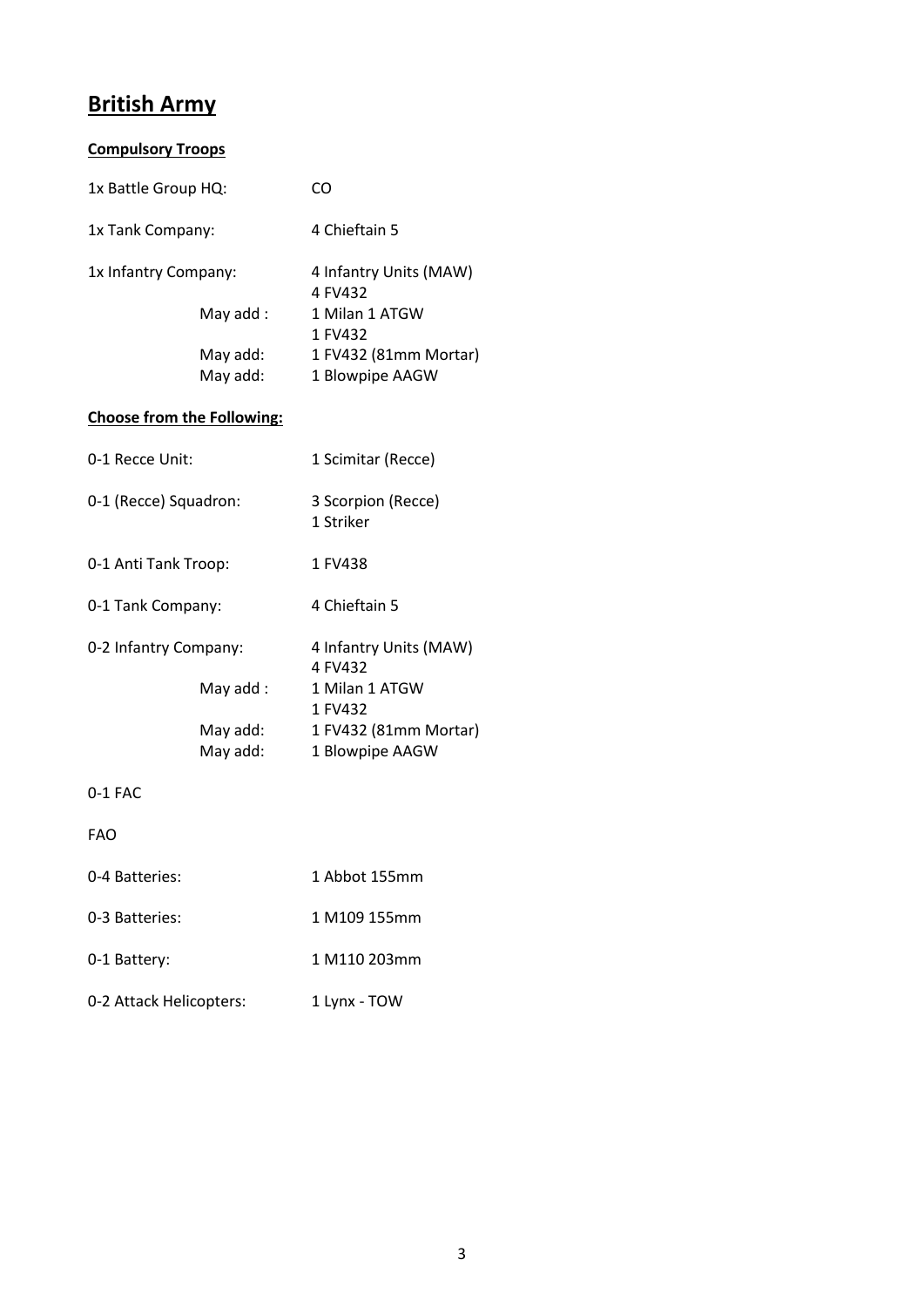# British Army

**Compulsory Troops**

| | |
|---|---|
| 1x Battle Group HQ: | CO |
| 1x Tank Company: | 4 Chieftain 5 |
| 1x Infantry Company: | 4 Infantry Units (MAW)<br>4 FV432 |
| May add : | 1 Milan 1 ATGW<br>1 FV432 |
| May add: | 1 FV432 (81mm Mortar) |
| May add: | 1 Blowpipe AAGW |

**Choose from the Following:**

| | |
|---|---|
| 0-1 Recce Unit: | 1 Scimitar (Recce) |
| 0-1 (Recce) Squadron: | 3 Scorpion (Recce)<br>1 Striker |
| 0-1 Anti Tank Troop: | 1 FV438 |
| 0-1 Tank Company: | 4 Chieftain 5 |
| 0-2 Infantry Company: | 4 Infantry Units (MAW)<br>4 FV432 |
| May add : | 1 Milan 1 ATGW<br>1 FV432 |
| May add: | 1 FV432 (81mm Mortar) |
| May add: | 1 Blowpipe AAGW |
| 0-1 FAC | |
| FAO | |
| 0-4 Batteries: | 1 Abbot 155mm |
| 0-3 Batteries: | 1 M109 155mm |
| 0-1 Battery: | 1 M110 203mm |
| 0-2 Attack Helicopters: | 1 Lynx - TOW |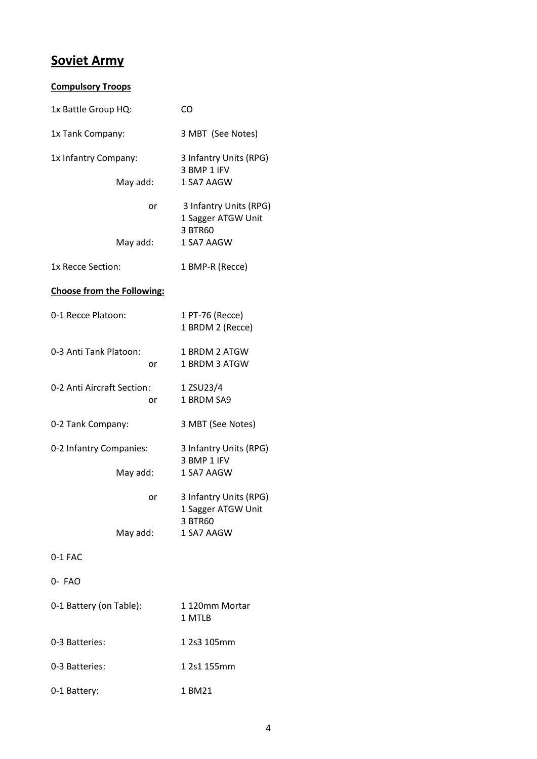# Soviet Army

**Compulsory Troops**

| | |
|---|---|
| 1x Battle Group HQ: | CO |
| 1x Tank Company: | 3 MBT (See Notes) |
| 1x Infantry Company: | 3 Infantry Units (RPG)<br>3 BMP 1 IFV |
| May add: | 1 SA7 AAGW |
| or | 3 Infantry Units (RPG)<br>1 Sagger ATGW Unit<br>3 BTR60 |
| May add: | 1 SA7 AAGW |
| 1x Recce Section: | 1 BMP-R (Recce) |

**Choose from the Following:**

| | |
|---|---|
| 0-1 Recce Platoon: | 1 PT-76 (Recce)<br>1 BRDM 2 (Recce) |
| 0-3 Anti Tank Platoon: | 1 BRDM 2 ATGW |
| or | 1 BRDM 3 ATGW |
| 0-2 Anti Aircraft Section: | 1 ZSU23/4 |
| or | 1 BRDM SA9 |
| 0-2 Tank Company: | 3 MBT (See Notes) |
| 0-2 Infantry Companies: | 3 Infantry Units (RPG)<br>3 BMP 1 IFV |
| May add: | 1 SA7 AAGW |
| or | 3 Infantry Units (RPG)<br>1 Sagger ATGW Unit<br>3 BTR60 |
| May add: | 1 SA7 AAGW |
| 0-1 FAC | |
| 0- FAO | |
| 0-1 Battery (on Table): | 1 120mm Mortar<br>1 MTLB |
| 0-3 Batteries: | 1 2s3 105mm |
| 0-3 Batteries: | 1 2s1 155mm |
| 0-1 Battery: | 1 BM21 |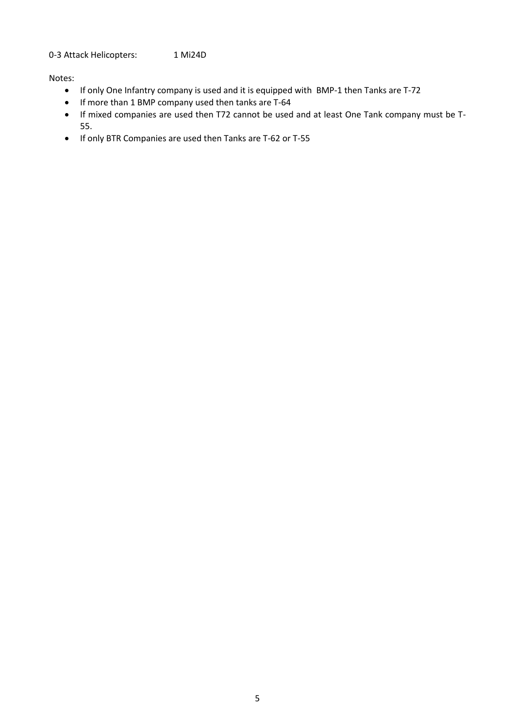0-3 Attack Helicopters:  1 Mi24D

Notes:

- If only One Infantry company is used and it is equipped with BMP-1 then Tanks are T-72
- If more than 1 BMP company used then tanks are T-64
- If mixed companies are used then T72 cannot be used and at least One Tank company must be T-55.
- If only BTR Companies are used then Tanks are T-62 or T-55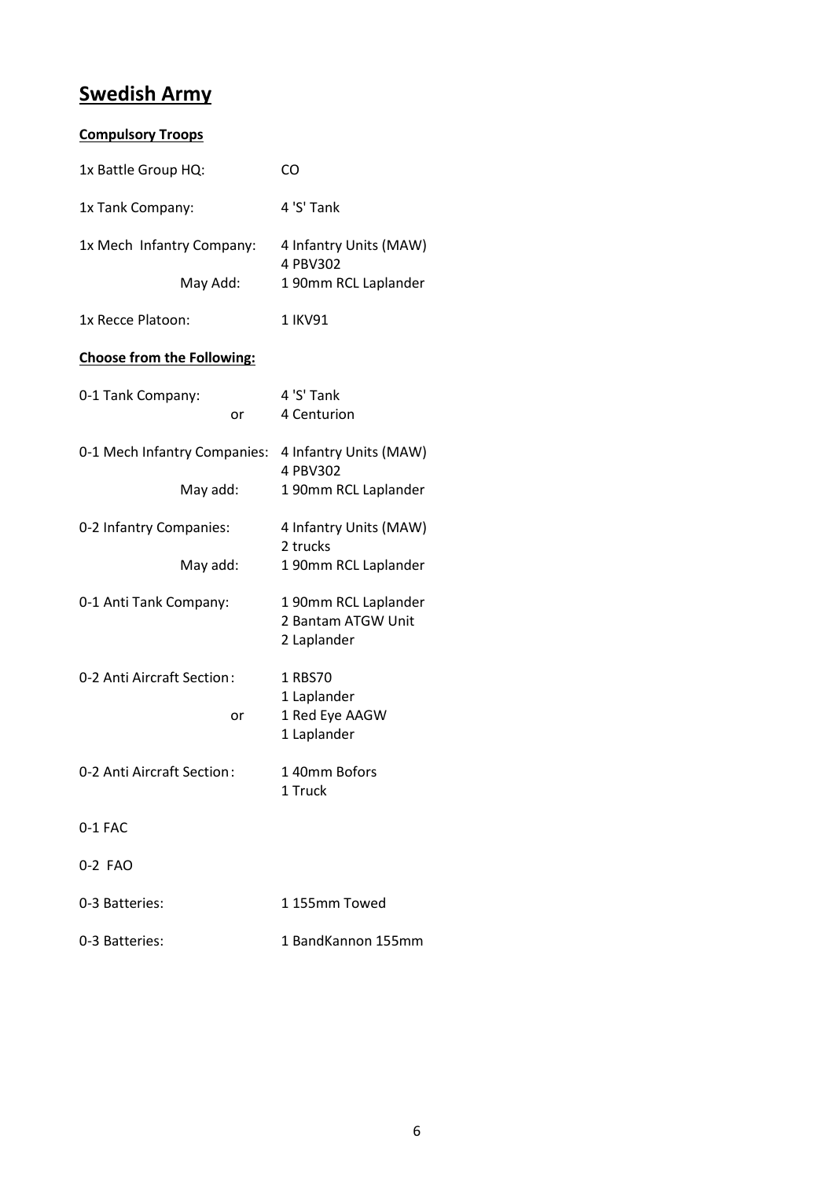# Swedish Army

**Compulsory Troops**

| | |
|---|---|
| 1x Battle Group HQ: | CO |
| 1x Tank Company: | 4 'S' Tank |
| 1x Mech Infantry Company: | 4 Infantry Units (MAW)<br>4 PBV302 |
| May Add: | 1 90mm RCL Laplander |
| 1x Recce Platoon: | 1 IKV91 |

**Choose from the Following:**

| | |
|---|---|
| 0-1 Tank Company: | 4 'S' Tank |
| or | 4 Centurion |
| 0-1 Mech Infantry Companies: | 4 Infantry Units (MAW)<br>4 PBV302 |
| May add: | 1 90mm RCL Laplander |
| 0-2 Infantry Companies: | 4 Infantry Units (MAW)<br>2 trucks |
| May add: | 1 90mm RCL Laplander |
| 0-1 Anti Tank Company: | 1 90mm RCL Laplander<br>2 Bantam ATGW Unit<br>2 Laplander |
| 0-2 Anti Aircraft Section: | 1 RBS70<br>1 Laplander |
| or | 1 Red Eye AAGW<br>1 Laplander |
| 0-2 Anti Aircraft Section: | 1 40mm Bofors<br>1 Truck |
| 0-1 FAC | |
| 0-2 FAO | |
| 0-3 Batteries: | 1 155mm Towed |
| 0-3 Batteries: | 1 BandKannon 155mm |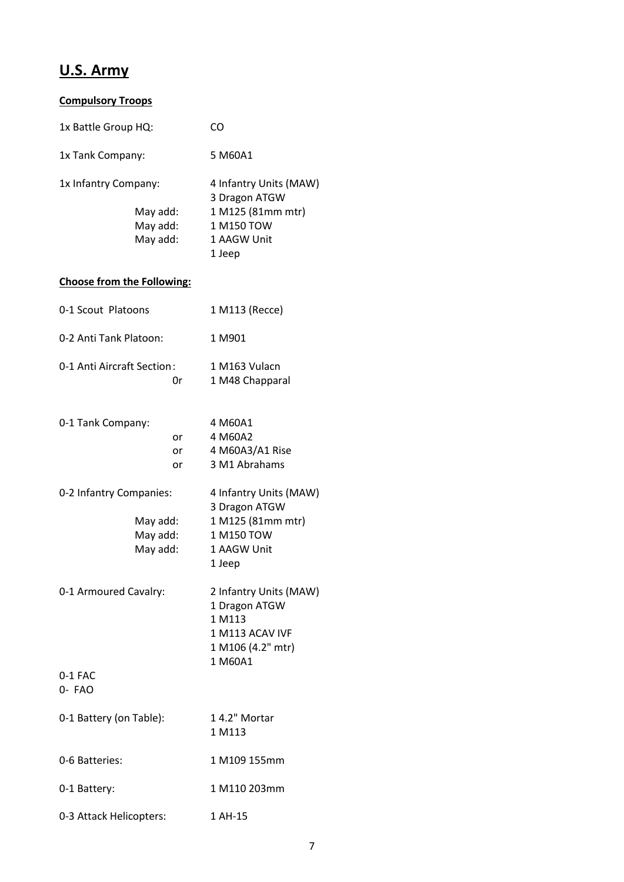# U.S. Army

**Compulsory Troops**

| | |
|---|---|
| 1x Battle Group HQ: | CO |
| 1x Tank Company: | 5 M60A1 |
| 1x Infantry Company: | 4 Infantry Units (MAW) |
| | 3 Dragon ATGW |
| May add: | 1 M125 (81mm mtr) |
| May add: | 1 M150 TOW |
| May add: | 1 AAGW Unit |
| | 1 Jeep |

**Choose from the Following:**

| | |
|---|---|
| 0-1 Scout Platoons | 1 M113 (Recce) |
| 0-2 Anti Tank Platoon: | 1 M901 |
| 0-1 Anti Aircraft Section: | 1 M163 Vulacn |
| 0r | 1 M48 Chapparal |
| 0-1 Tank Company: | 4 M60A1 |
| or | 4 M60A2 |
| or | 4 M60A3/A1 Rise |
| or | 3 M1 Abrahams |
| 0-2 Infantry Companies: | 4 Infantry Units (MAW) |
| | 3 Dragon ATGW |
| May add: | 1 M125 (81mm mtr) |
| May add: | 1 M150 TOW |
| May add: | 1 AAGW Unit |
| | 1 Jeep |
| 0-1 Armoured Cavalry: | 2 Infantry Units (MAW) |
| | 1 Dragon ATGW |
| | 1 M113 |
| | 1 M113 ACAV IVF |
| | 1 M106 (4.2" mtr) |
| | 1 M60A1 |
| 0-1 FAC | |
| 0- FAO | |
| 0-1 Battery (on Table): | 1 4.2" Mortar |
| | 1 M113 |
| 0-6 Batteries: | 1 M109 155mm |
| 0-1 Battery: | 1 M110 203mm |
| 0-3 Attack Helicopters: | 1 AH-15 |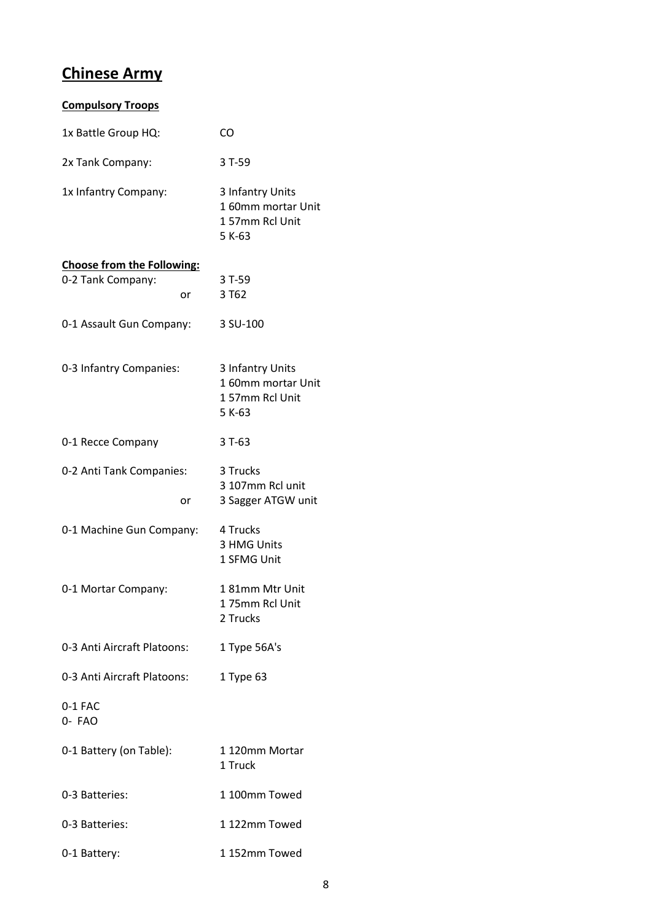# Chinese Army

**Compulsory Troops**

| | |
|---|---|
| 1x Battle Group HQ: | CO |
| 2x Tank Company: | 3 T-59 |
| 1x Infantry Company: | 3 Infantry Units<br>1 60mm mortar Unit<br>1 57mm Rcl Unit<br>5 K-63 |

**Choose from the Following:**

| | |
|---|---|
| 0-2 Tank Company: | 3 T-59 |
| or | 3 T62 |
| 0-1 Assault Gun Company: | 3 SU-100 |
| 0-3 Infantry Companies: | 3 Infantry Units<br>1 60mm mortar Unit<br>1 57mm Rcl Unit<br>5 K-63 |
| 0-1 Recce Company | 3 T-63 |
| 0-2 Anti Tank Companies: | 3 Trucks<br>3 107mm Rcl unit |
| or | 3 Sagger ATGW unit |
| 0-1 Machine Gun Company: | 4 Trucks<br>3 HMG Units<br>1 SFMG Unit |
| 0-1 Mortar Company: | 1 81mm Mtr Unit<br>1 75mm Rcl Unit<br>2 Trucks |
| 0-3 Anti Aircraft Platoons: | 1 Type 56A's |
| 0-3 Anti Aircraft Platoons: | 1 Type 63 |
| 0-1 FAC<br>0- FAO | |
| 0-1 Battery (on Table): | 1 120mm Mortar<br>1 Truck |
| 0-3 Batteries: | 1 100mm Towed |
| 0-3 Batteries: | 1 122mm Towed |
| 0-1 Battery: | 1 152mm Towed |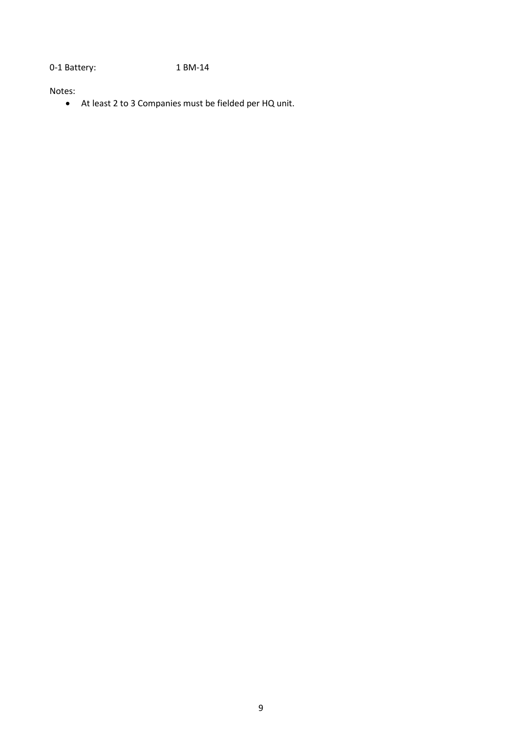| | |
|---|---|
| 0-1 Battery: | 1 BM-14 |

Notes:

- At least 2 to 3 Companies must be fielded per HQ unit.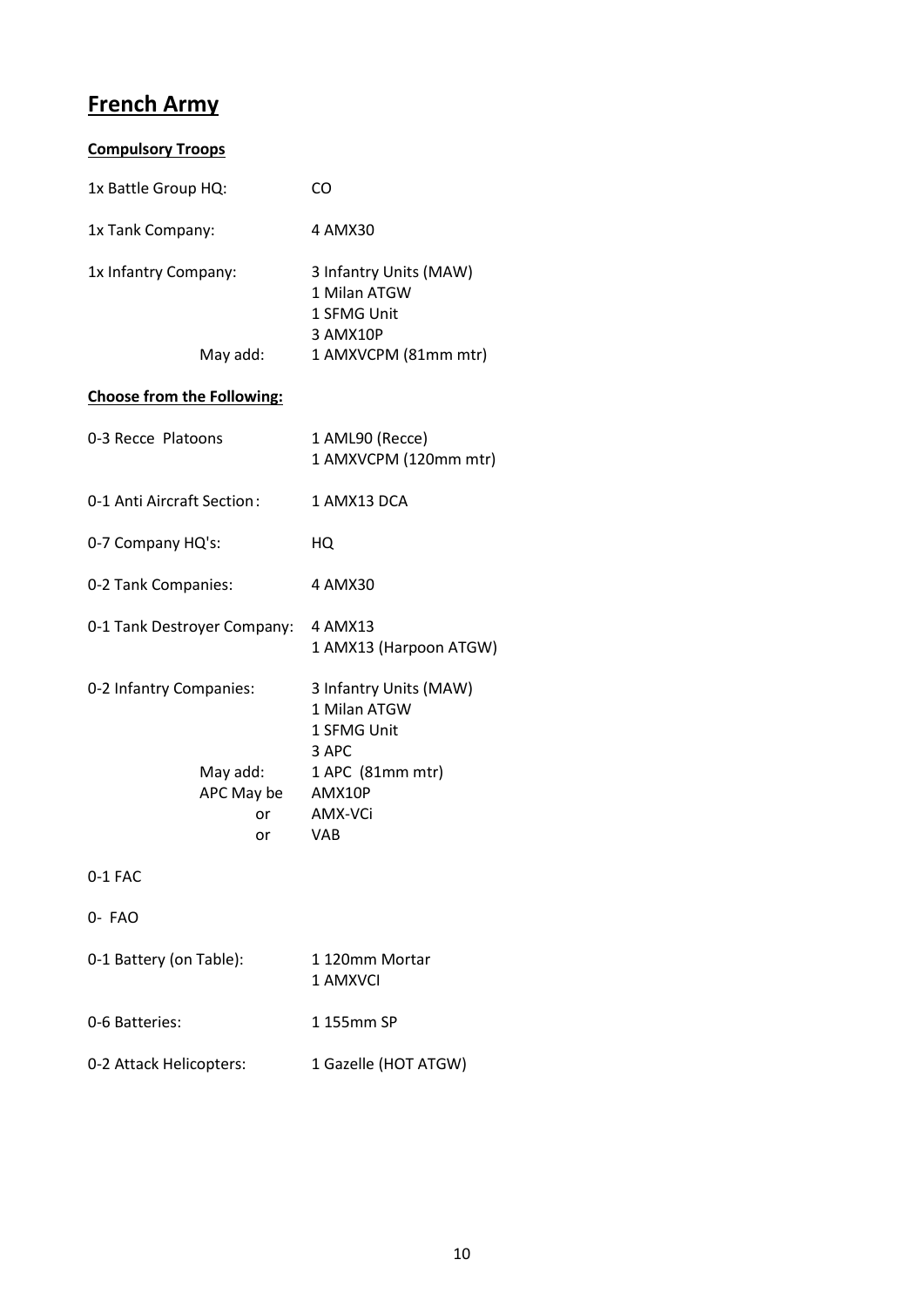# French Army

**Compulsory Troops**

| | |
|---|---|
| 1x Battle Group HQ: | CO |
| 1x Tank Company: | 4 AMX30 |
| 1x Infantry Company: | 3 Infantry Units (MAW)<br>1 Milan ATGW<br>1 SFMG Unit<br>3 AMX10P |
| May add: | 1 AMXVCPM (81mm mtr) |

**Choose from the Following:**

| | |
|---|---|
| 0-3 Recce Platoons | 1 AML90 (Recce)<br>1 AMXVCPM (120mm mtr) |
| 0-1 Anti Aircraft Section: | 1 AMX13 DCA |
| 0-7 Company HQ's: | HQ |
| 0-2 Tank Companies: | 4 AMX30 |
| 0-1 Tank Destroyer Company: | 4 AMX13<br>1 AMX13 (Harpoon ATGW) |
| 0-2 Infantry Companies: | 3 Infantry Units (MAW)<br>1 Milan ATGW<br>1 SFMG Unit<br>3 APC |
| May add: | 1 APC (81mm mtr) |
| APC May be | AMX10P |
| or | AMX-VCi |
| or | VAB |
| 0-1 FAC | |
| 0- FAO | |
| 0-1 Battery (on Table): | 1 120mm Mortar<br>1 AMXVCI |
| 0-6 Batteries: | 1 155mm SP |
| 0-2 Attack Helicopters: | 1 Gazelle (HOT ATGW) |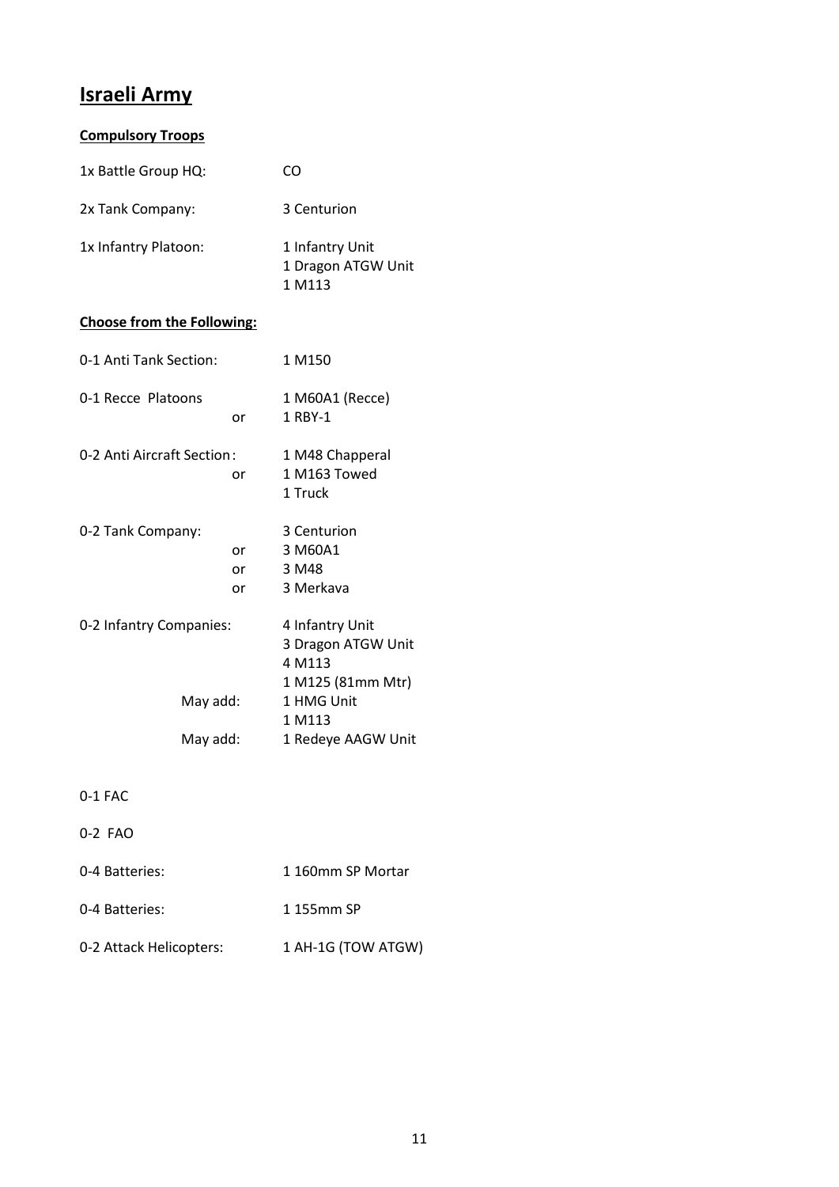# Israeli Army

**Compulsory Troops**

| | |
|---|---|
| 1x Battle Group HQ: | CO |
| 2x Tank Company: | 3 Centurion |
| 1x Infantry Platoon: | 1 Infantry Unit<br>1 Dragon ATGW Unit<br>1 M113 |

**Choose from the Following:**

| | |
|---|---|
| 0-1 Anti Tank Section: | 1 M150 |
| 0-1 Recce Platoons | 1 M60A1 (Recce) |
| or | 1 RBY-1 |
| 0-2 Anti Aircraft Section: | 1 M48 Chapperal |
| or | 1 M163 Towed<br>1 Truck |
| 0-2 Tank Company: | 3 Centurion |
| or | 3 M60A1 |
| or | 3 M48 |
| or | 3 Merkava |
| 0-2 Infantry Companies: | 4 Infantry Unit<br>3 Dragon ATGW Unit<br>4 M113<br>1 M125 (81mm Mtr) |
| May add: | 1 HMG Unit<br>1 M113 |
| May add: | 1 Redeye AAGW Unit |
| 0-1 FAC | |
| 0-2 FAO | |
| 0-4 Batteries: | 1 160mm SP Mortar |
| 0-4 Batteries: | 1 155mm SP |
| 0-2 Attack Helicopters: | 1 AH-1G (TOW ATGW) |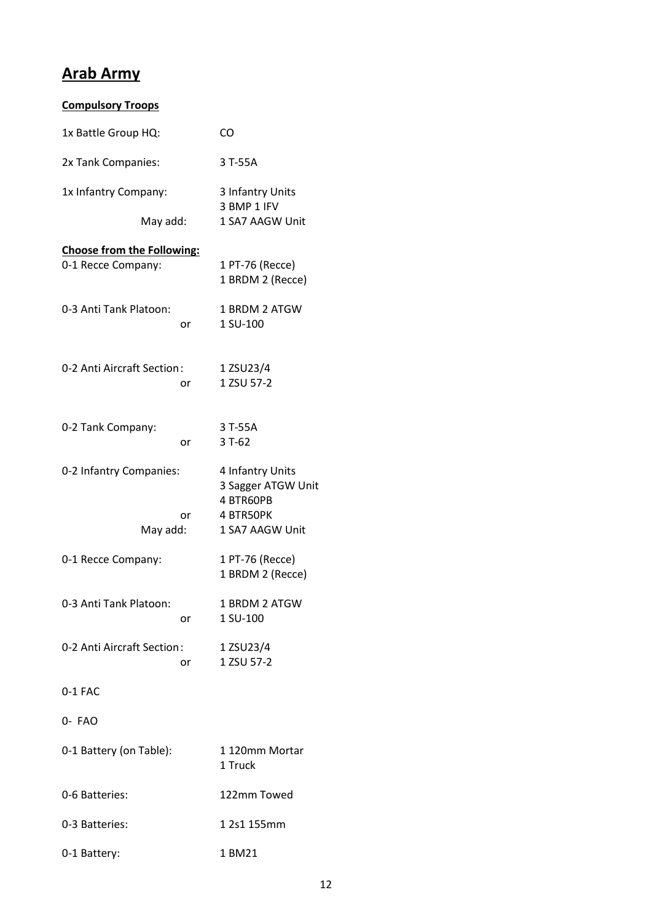# Arab Army

**Compulsory Troops**

| | |
|---|---|
| 1x Battle Group HQ: | CO |
| 2x Tank Companies: | 3 T-55A |
| 1x Infantry Company: | 3 Infantry Units<br>3 BMP 1 IFV |
| May add: | 1 SA7 AAGW Unit |

**Choose from the Following:**

| | |
|---|---|
| 0-1 Recce Company: | 1 PT-76 (Recce)<br>1 BRDM 2 (Recce) |
| 0-3 Anti Tank Platoon: | 1 BRDM 2 ATGW |
| or | 1 SU-100 |
| 0-2 Anti Aircraft Section: | 1 ZSU23/4 |
| or | 1 ZSU 57-2 |
| 0-2 Tank Company: | 3 T-55A |
| or | 3 T-62 |
| 0-2 Infantry Companies: | 4 Infantry Units<br>3 Sagger ATGW Unit<br>4 BTR60PB |
| or | 4 BTR50PK |
| May add: | 1 SA7 AAGW Unit |
| 0-1 Recce Company: | 1 PT-76 (Recce)<br>1 BRDM 2 (Recce) |
| 0-3 Anti Tank Platoon: | 1 BRDM 2 ATGW |
| or | 1 SU-100 |
| 0-2 Anti Aircraft Section: | 1 ZSU23/4 |
| or | 1 ZSU 57-2 |
| 0-1 FAC | |
| 0- FAO | |
| 0-1 Battery (on Table): | 1 120mm Mortar<br>1 Truck |
| 0-6 Batteries: | 122mm Towed |
| 0-3 Batteries: | 1 2s1 155mm |
| 0-1 Battery: | 1 BM21 |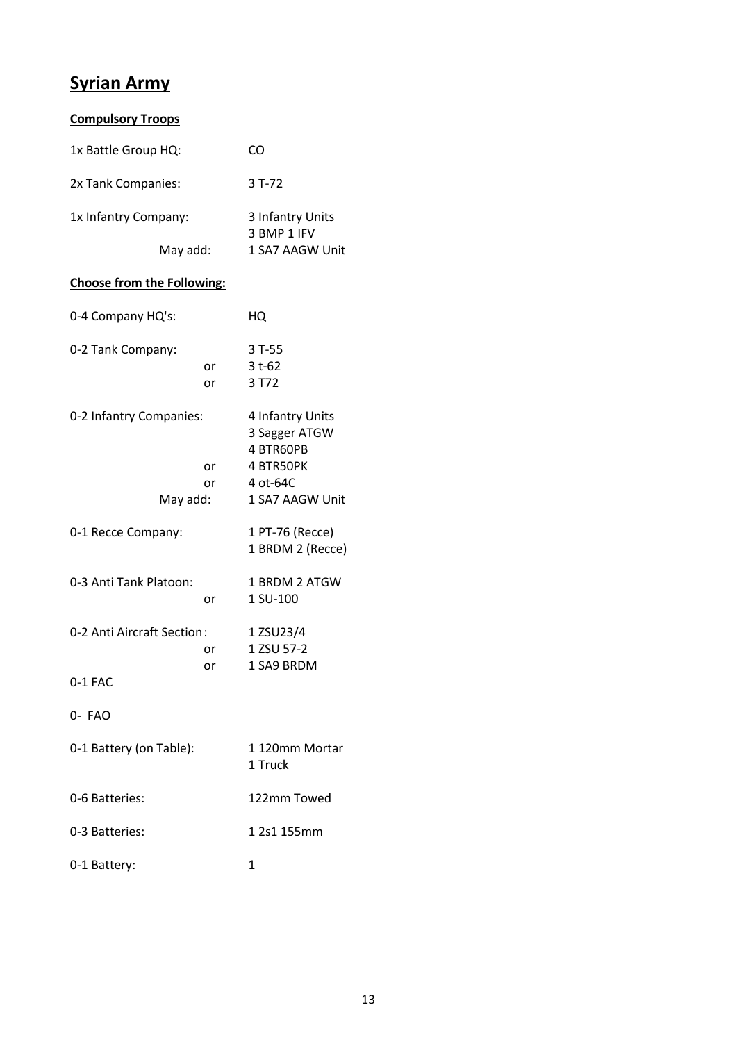# Syrian Army

**Compulsory Troops**

| | |
|---|---|
| 1x Battle Group HQ: | CO |
| 2x Tank Companies: | 3 T-72 |
| 1x Infantry Company: | 3 Infantry Units |
| | 3 BMP 1 IFV |
| May add: | 1 SA7 AAGW Unit |

**Choose from the Following:**

| | |
|---|---|
| 0-4 Company HQ's: | HQ |
| 0-2 Tank Company: | 3 T-55 |
| or | 3 t-62 |
| or | 3 T72 |
| 0-2 Infantry Companies: | 4 Infantry Units |
| | 3 Sagger ATGW |
| | 4 BTR60PB |
| or | 4 BTR50PK |
| or | 4 ot-64C |
| May add: | 1 SA7 AAGW Unit |
| 0-1 Recce Company: | 1 PT-76 (Recce) |
| | 1 BRDM 2 (Recce) |
| 0-3 Anti Tank Platoon: | 1 BRDM 2 ATGW |
| or | 1 SU-100 |
| 0-2 Anti Aircraft Section: | 1 ZSU23/4 |
| or | 1 ZSU 57-2 |
| or | 1 SA9 BRDM |
| 0-1 FAC | |
| 0- FAO | |
| 0-1 Battery (on Table): | 1 120mm Mortar |
| | 1 Truck |
| 0-6 Batteries: | 122mm Towed |
| 0-3 Batteries: | 1 2s1 155mm |
| 0-1 Battery: | 1 |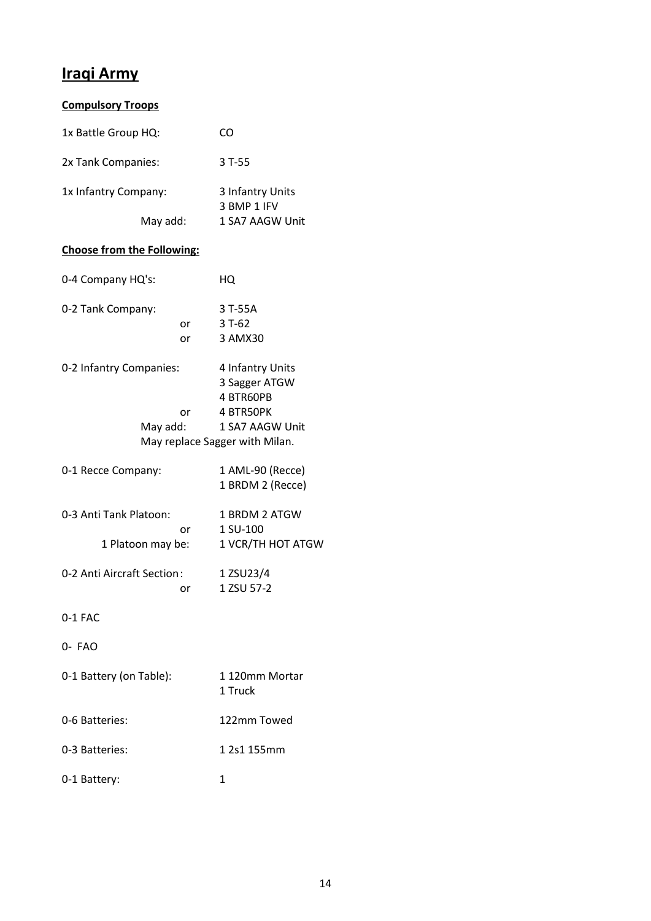# Iraqi Army

**Compulsory Troops**

| | |
|---|---|
| 1x Battle Group HQ: | CO |
| 2x Tank Companies: | 3 T-55 |
| 1x Infantry Company: | 3 Infantry Units |
| | 3 BMP 1 IFV |
| May add: | 1 SA7 AAGW Unit |

**Choose from the Following:**

| | |
|---|---|
| 0-4 Company HQ's: | HQ |
| 0-2 Tank Company: | 3 T-55A |
| or | 3 T-62 |
| or | 3 AMX30 |
| 0-2 Infantry Companies: | 4 Infantry Units |
| | 3 Sagger ATGW |
| | 4 BTR60PB |
| or | 4 BTR50PK |
| May add: | 1 SA7 AAGW Unit |
| May replace Sagger with Milan. | |
| 0-1 Recce Company: | 1 AML-90 (Recce) |
| | 1 BRDM 2 (Recce) |
| 0-3 Anti Tank Platoon: | 1 BRDM 2 ATGW |
| or | 1 SU-100 |
| 1 Platoon may be: | 1 VCR/TH HOT ATGW |
| 0-2 Anti Aircraft Section: | 1 ZSU23/4 |
| or | 1 ZSU 57-2 |
| 0-1 FAC | |
| 0- FAO | |
| 0-1 Battery (on Table): | 1 120mm Mortar |
| | 1 Truck |
| 0-6 Batteries: | 122mm Towed |
| 0-3 Batteries: | 1 2s1 155mm |
| 0-1 Battery: | 1 |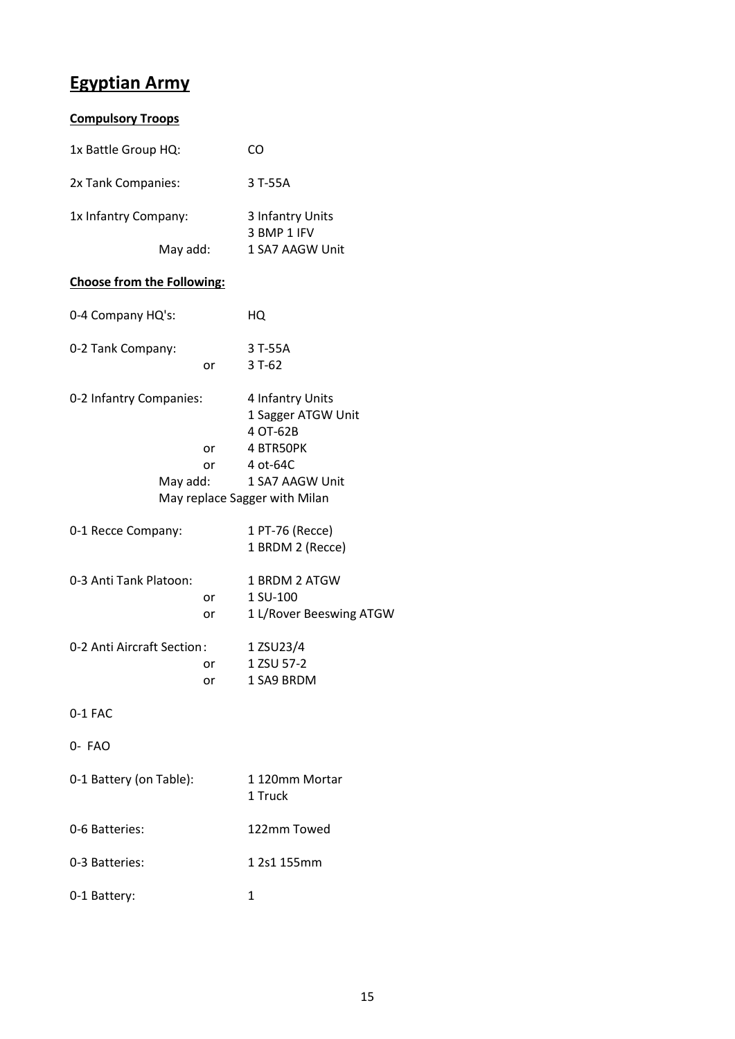# Egyptian Army

**Compulsory Troops**

| | |
|---|---|
| 1x Battle Group HQ: | CO |
| 2x Tank Companies: | 3 T-55A |
| 1x Infantry Company: | 3 Infantry Units |
| | 3 BMP 1 IFV |
| May add: | 1 SA7 AAGW Unit |

**Choose from the Following:**

| | |
|---|---|
| 0-4 Company HQ's: | HQ |
| 0-2 Tank Company: | 3 T-55A |
| or | 3 T-62 |
| 0-2 Infantry Companies: | 4 Infantry Units |
| | 1 Sagger ATGW Unit |
| | 4 OT-62B |
| or | 4 BTR50PK |
| or | 4 ot-64C |
| May add: | 1 SA7 AAGW Unit |
| May replace Sagger with Milan | |
| 0-1 Recce Company: | 1 PT-76 (Recce) |
| | 1 BRDM 2 (Recce) |
| 0-3 Anti Tank Platoon: | 1 BRDM 2 ATGW |
| or | 1 SU-100 |
| or | 1 L/Rover Beeswing ATGW |
| 0-2 Anti Aircraft Section: | 1 ZSU23/4 |
| or | 1 ZSU 57-2 |
| or | 1 SA9 BRDM |
| 0-1 FAC | |
| 0- FAO | |
| 0-1 Battery (on Table): | 1 120mm Mortar |
| | 1 Truck |
| 0-6 Batteries: | 122mm Towed |
| 0-3 Batteries: | 1 2s1 155mm |
| 0-1 Battery: | 1 |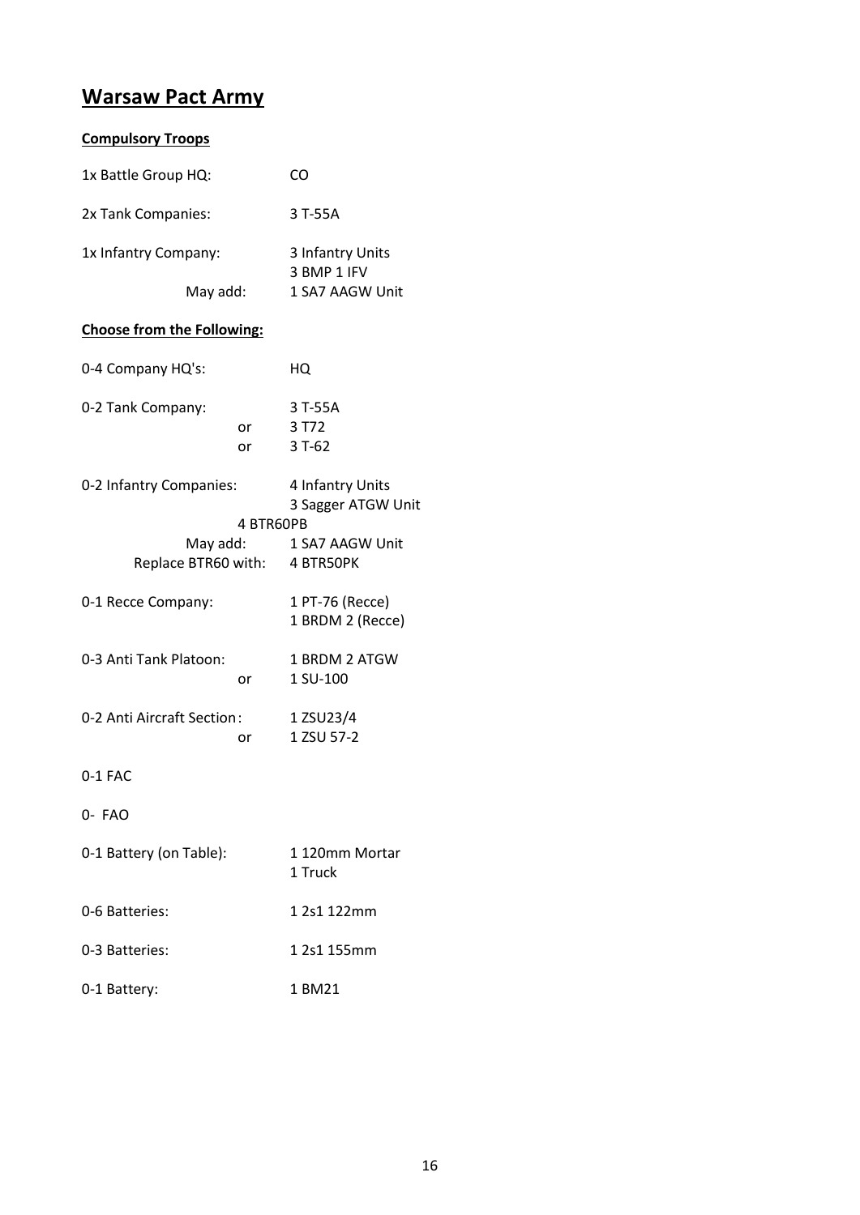# Warsaw Pact Army

**Compulsory Troops**

| | |
|---|---|
| 1x Battle Group HQ: | CO |
| 2x Tank Companies: | 3 T-55A |
| 1x Infantry Company: | 3 Infantry Units |
| | 3 BMP 1 IFV |
| May add: | 1 SA7 AAGW Unit |

**Choose from the Following:**

| | |
|---|---|
| 0-4 Company HQ's: | HQ |
| 0-2 Tank Company: | 3 T-55A |
| or | 3 T72 |
| or | 3 T-62 |
| 0-2 Infantry Companies: | 4 Infantry Units |
| | 3 Sagger ATGW Unit |
| 4 BTR60PB | |
| May add: | 1 SA7 AAGW Unit |
| Replace BTR60 with: | 4 BTR50PK |
| 0-1 Recce Company: | 1 PT-76 (Recce) |
| | 1 BRDM 2 (Recce) |
| 0-3 Anti Tank Platoon: | 1 BRDM 2 ATGW |
| or | 1 SU-100 |
| 0-2 Anti Aircraft Section: | 1 ZSU23/4 |
| or | 1 ZSU 57-2 |
| 0-1 FAC | |
| 0- FAO | |
| 0-1 Battery (on Table): | 1 120mm Mortar |
| | 1 Truck |
| 0-6 Batteries: | 1 2s1 122mm |
| 0-3 Batteries: | 1 2s1 155mm |
| 0-1 Battery: | 1 BM21 |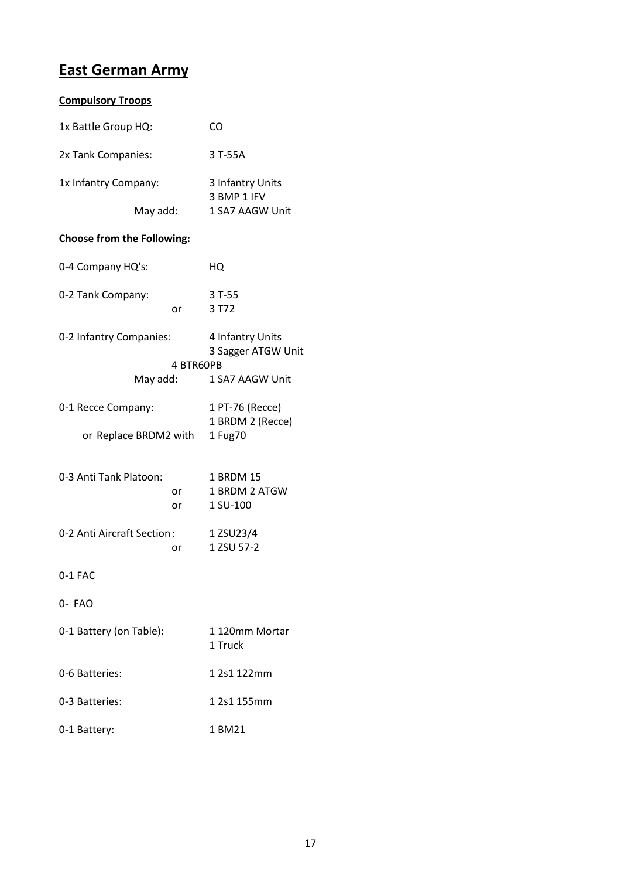## East German Army

### Compulsory Troops

| | |
|---|---|
| 1x Battle Group HQ: | CO |
| 2x Tank Companies: | 3 T-55A |
| 1x Infantry Company: | 3 Infantry Units |
| | 3 BMP 1 IFV |
| May add: | 1 SA7 AAGW Unit |

### Choose from the Following:

| | |
|---|---|
| 0-4 Company HQ's: | HQ |
| 0-2 Tank Company: | 3 T-55 |
| or | 3 T72 |
| 0-2 Infantry Companies: | 4 Infantry Units |
| | 3 Sagger ATGW Unit |
| 4 BTR60PB | |
| May add: | 1 SA7 AAGW Unit |
| 0-1 Recce Company: | 1 PT-76 (Recce) |
| | 1 BRDM 2 (Recce) |
| or Replace BRDM2 with | 1 Fug70 |
| 0-3 Anti Tank Platoon: | 1 BRDM 15 |
| or | 1 BRDM 2 ATGW |
| or | 1 SU-100 |
| 0-2 Anti Aircraft Section: | 1 ZSU23/4 |
| or | 1 ZSU 57-2 |
| 0-1 FAC | |
| 0- FAO | |
| 0-1 Battery (on Table): | 1 120mm Mortar |
| | 1 Truck |
| 0-6 Batteries: | 1 2s1 122mm |
| 0-3 Batteries: | 1 2s1 155mm |
| 0-1 Battery: | 1 BM21 |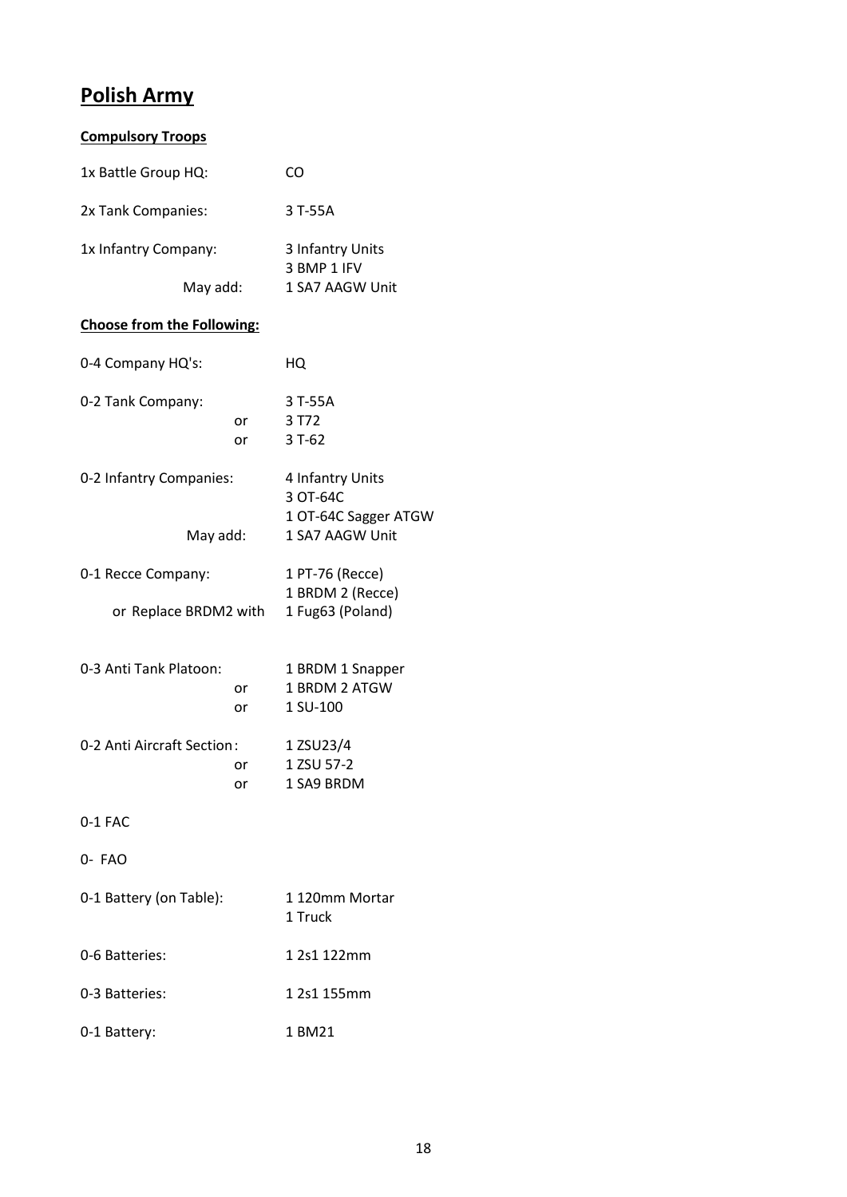# Polish Army

**Compulsory Troops**

| | |
|---|---|
| 1x Battle Group HQ: | CO |
| 2x Tank Companies: | 3 T-55A |
| 1x Infantry Company: | 3 Infantry Units<br>3 BMP 1 IFV |
| May add: | 1 SA7 AAGW Unit |

**Choose from the Following:**

| | |
|---|---|
| 0-4 Company HQ's: | HQ |
| 0-2 Tank Company: | 3 T-55A |
| or | 3 T72 |
| or | 3 T-62 |
| 0-2 Infantry Companies: | 4 Infantry Units<br>3 OT-64C<br>1 OT-64C Sagger ATGW |
| May add: | 1 SA7 AAGW Unit |
| 0-1 Recce Company: | 1 PT-76 (Recce)<br>1 BRDM 2 (Recce) |
| or Replace BRDM2 with | 1 Fug63 (Poland) |
| 0-3 Anti Tank Platoon: | 1 BRDM 1 Snapper |
| or | 1 BRDM 2 ATGW |
| or | 1 SU-100 |
| 0-2 Anti Aircraft Section: | 1 ZSU23/4 |
| or | 1 ZSU 57-2 |
| or | 1 SA9 BRDM |
| 0-1 FAC | |
| 0- FAO | |
| 0-1 Battery (on Table): | 1 120mm Mortar<br>1 Truck |
| 0-6 Batteries: | 1 2s1 122mm |
| 0-3 Batteries: | 1 2s1 155mm |
| 0-1 Battery: | 1 BM21 |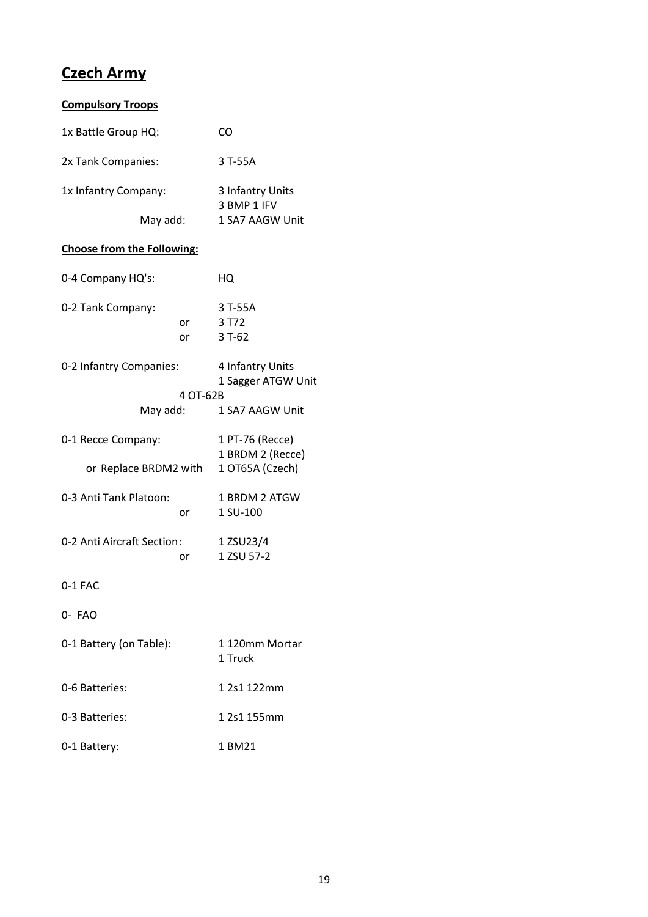# Czech Army

**Compulsory Troops**

| | |
|---|---|
| 1x Battle Group HQ: | CO |
| 2x Tank Companies: | 3 T-55A |
| 1x Infantry Company: | 3 Infantry Units |
| | 3 BMP 1 IFV |
| May add: | 1 SA7 AAGW Unit |

**Choose from the Following:**

| | |
|---|---|
| 0-4 Company HQ's: | HQ |
| 0-2 Tank Company: | 3 T-55A |
| or | 3 T72 |
| or | 3 T-62 |
| 0-2 Infantry Companies: | 4 Infantry Units |
| | 1 Sagger ATGW Unit |
| 4 OT-62B | |
| May add: | 1 SA7 AAGW Unit |
| 0-1 Recce Company: | 1 PT-76 (Recce) |
| | 1 BRDM 2 (Recce) |
| or Replace BRDM2 with | 1 OT65A (Czech) |
| 0-3 Anti Tank Platoon: | 1 BRDM 2 ATGW |
| or | 1 SU-100 |
| 0-2 Anti Aircraft Section: | 1 ZSU23/4 |
| or | 1 ZSU 57-2 |
| 0-1 FAC | |
| 0- FAO | |
| 0-1 Battery (on Table): | 1 120mm Mortar |
| | 1 Truck |
| 0-6 Batteries: | 1 2s1 122mm |
| 0-3 Batteries: | 1 2s1 155mm |
| 0-1 Battery: | 1 BM21 |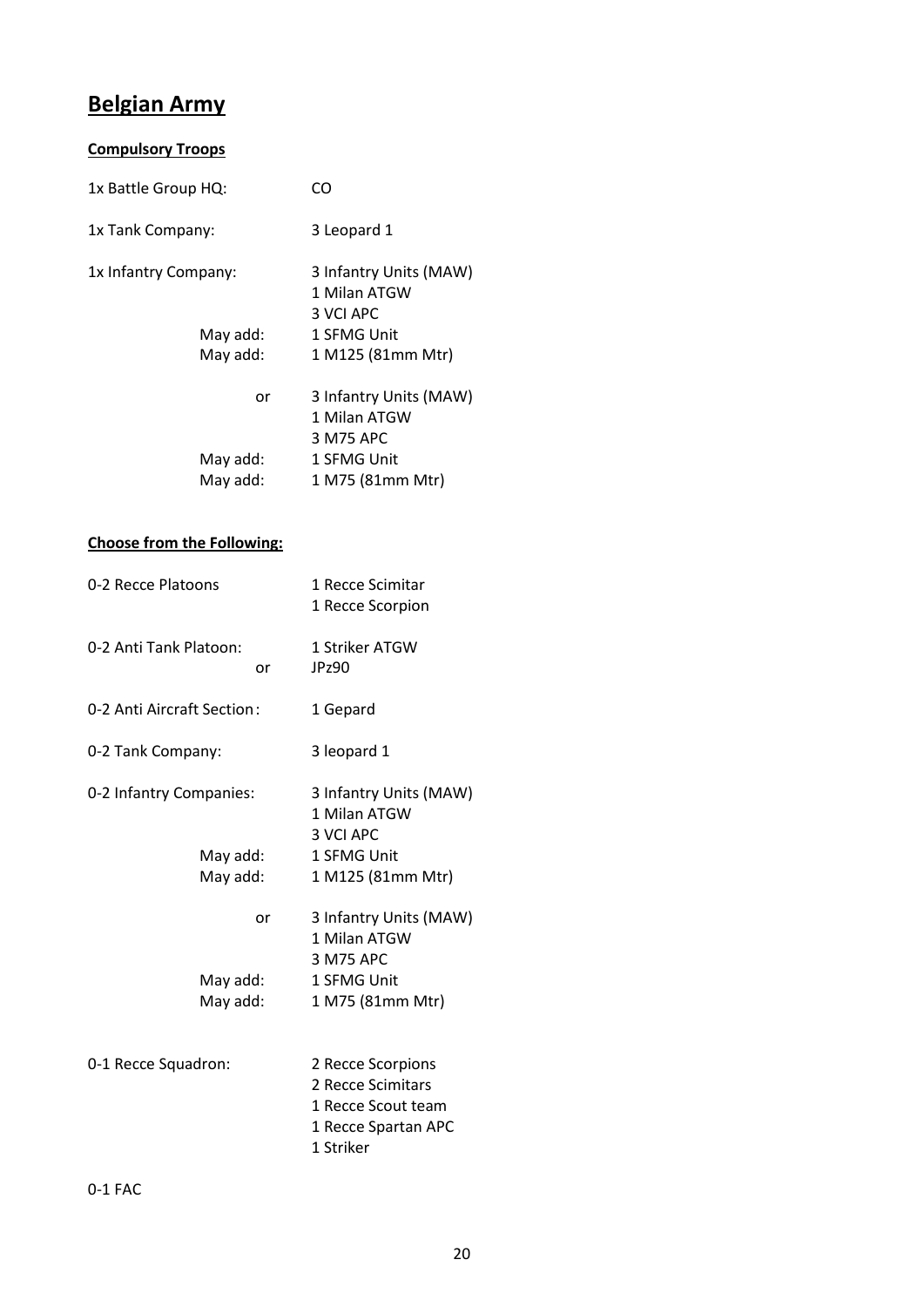# Belgian Army

**Compulsory Troops**

| | |
|---|---|
| 1x Battle Group HQ: | CO |
| 1x Tank Company: | 3 Leopard 1 |
| 1x Infantry Company: | 3 Infantry Units (MAW) |
| | 1 Milan ATGW |
| | 3 VCI APC |
| May add: | 1 SFMG Unit |
| May add: | 1 M125 (81mm Mtr) |
| or | 3 Infantry Units (MAW) |
| | 1 Milan ATGW |
| | 3 M75 APC |
| May add: | 1 SFMG Unit |
| May add: | 1 M75 (81mm Mtr) |

**Choose from the Following:**

| | |
|---|---|
| 0-2 Recce Platoons | 1 Recce Scimitar |
| | 1 Recce Scorpion |
| 0-2 Anti Tank Platoon: | 1 Striker ATGW |
| or | JPz90 |
| 0-2 Anti Aircraft Section: | 1 Gepard |
| 0-2 Tank Company: | 3 leopard 1 |
| 0-2 Infantry Companies: | 3 Infantry Units (MAW) |
| | 1 Milan ATGW |
| | 3 VCI APC |
| May add: | 1 SFMG Unit |
| May add: | 1 M125 (81mm Mtr) |
| or | 3 Infantry Units (MAW) |
| | 1 Milan ATGW |
| | 3 M75 APC |
| May add: | 1 SFMG Unit |
| May add: | 1 M75 (81mm Mtr) |
| 0-1 Recce Squadron: | 2 Recce Scorpions |
| | 2 Recce Scimitars |
| | 1 Recce Scout team |
| | 1 Recce Spartan APC |
| | 1 Striker |
| 0-1 FAC | |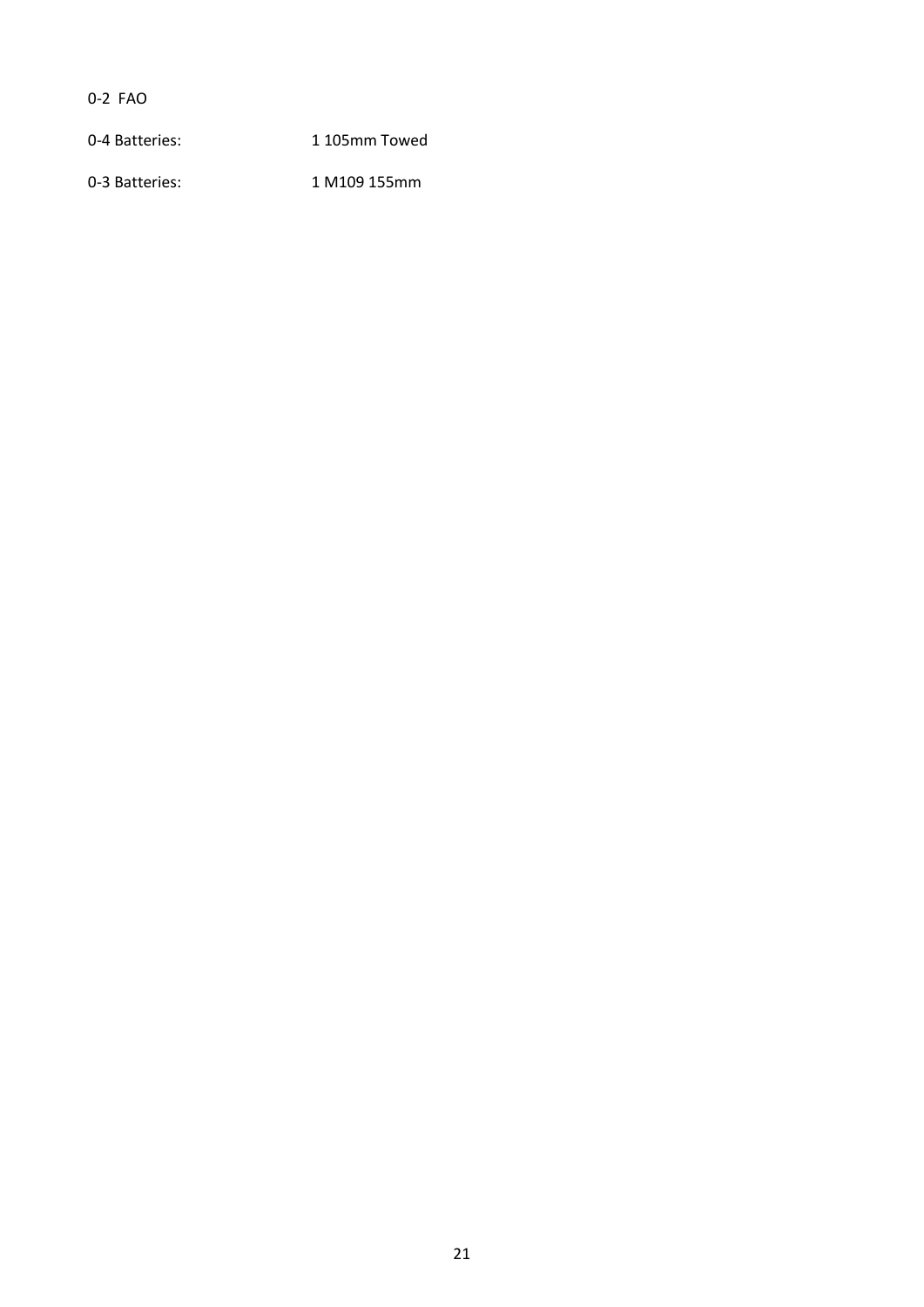0-2 FAO

| | |
|---|---|
| 0-4 Batteries: | 1 105mm Towed |
| 0-3 Batteries: | 1 M109 155mm |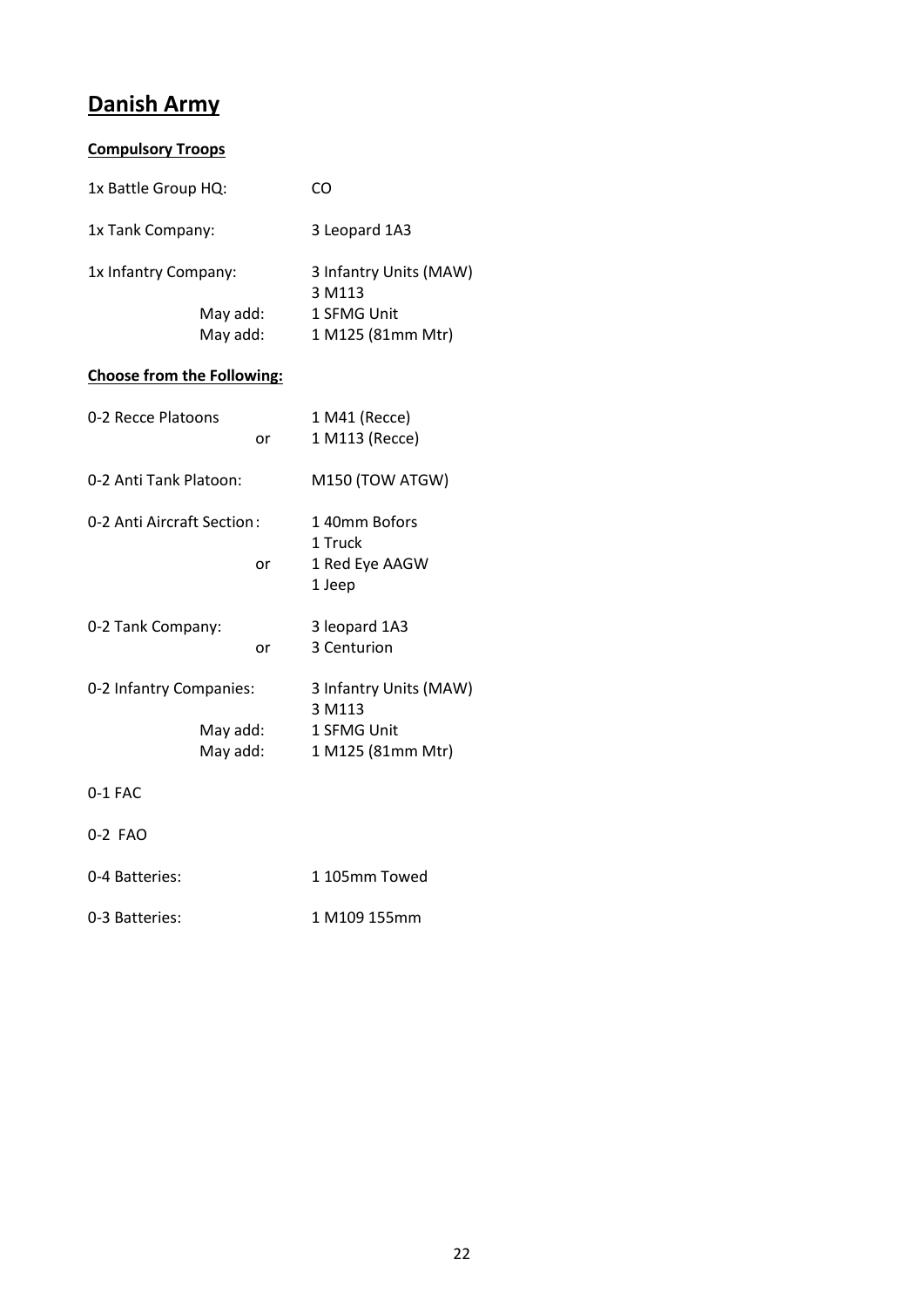# Danish Army

**Compulsory Troops**

| | |
|---|---|
| 1x Battle Group HQ: | CO |
| 1x Tank Company: | 3 Leopard 1A3 |
| 1x Infantry Company: | 3 Infantry Units (MAW)<br>3 M113 |
| May add: | 1 SFMG Unit |
| May add: | 1 M125 (81mm Mtr) |

**Choose from the Following:**

| | |
|---|---|
| 0-2 Recce Platoons | 1 M41 (Recce) |
| or | 1 M113 (Recce) |
| 0-2 Anti Tank Platoon: | M150 (TOW ATGW) |
| 0-2 Anti Aircraft Section: | 1 40mm Bofors<br>1 Truck |
| or | 1 Red Eye AAGW<br>1 Jeep |
| 0-2 Tank Company: | 3 leopard 1A3 |
| or | 3 Centurion |
| 0-2 Infantry Companies: | 3 Infantry Units (MAW)<br>3 M113 |
| May add: | 1 SFMG Unit |
| May add: | 1 M125 (81mm Mtr) |
| 0-1 FAC | |
| 0-2 FAO | |
| 0-4 Batteries: | 1 105mm Towed |
| 0-3 Batteries: | 1 M109 155mm |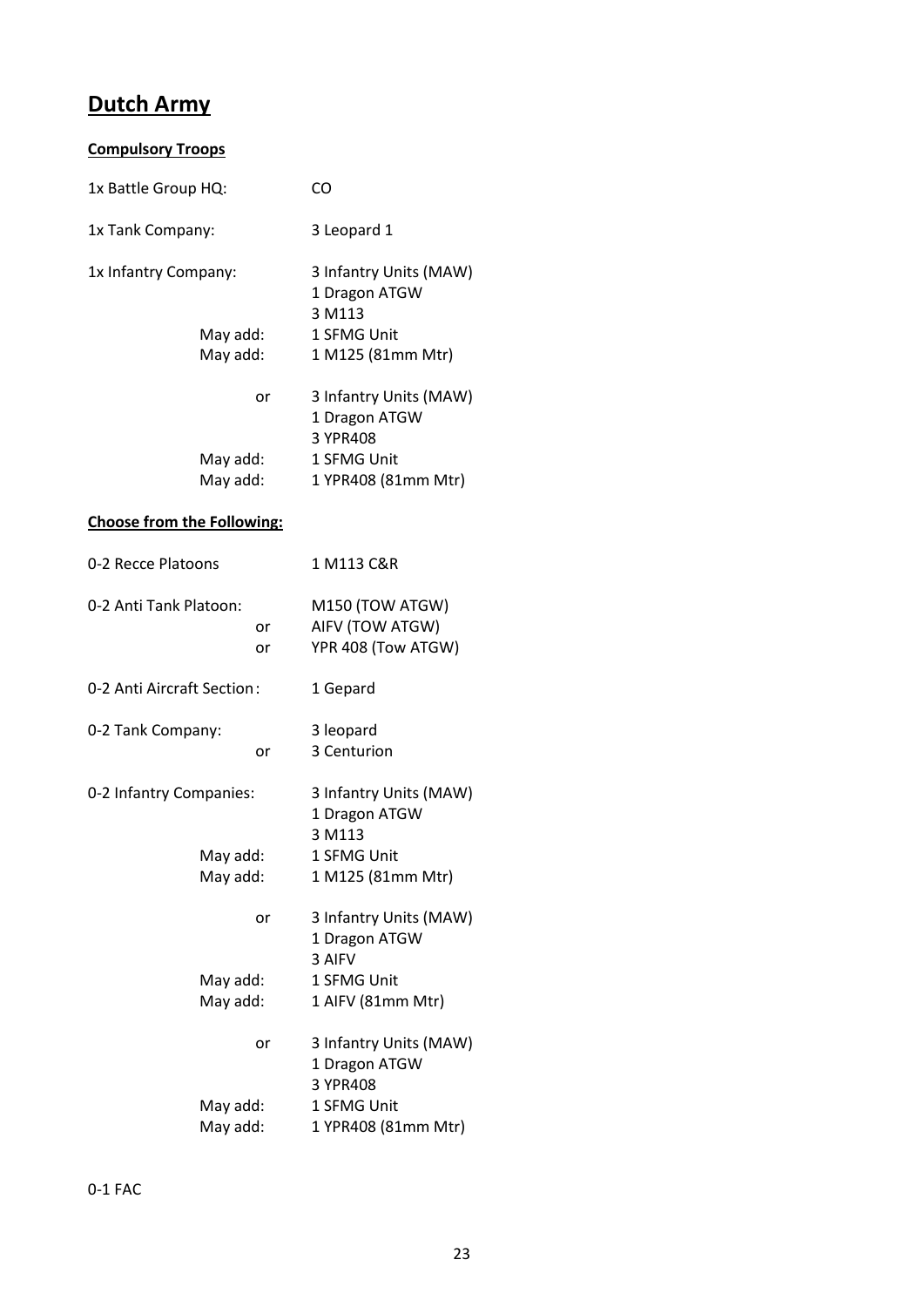# Dutch Army

**Compulsory Troops**

| | |
|---|---|
| 1x Battle Group HQ: | CO |
| 1x Tank Company: | 3 Leopard 1 |
| 1x Infantry Company: | 3 Infantry Units (MAW)<br>1 Dragon ATGW<br>3 M113 |
| May add: | 1 SFMG Unit |
| May add: | 1 M125 (81mm Mtr) |
| or | 3 Infantry Units (MAW)<br>1 Dragon ATGW<br>3 YPR408 |
| May add: | 1 SFMG Unit |
| May add: | 1 YPR408 (81mm Mtr) |

**Choose from the Following:**

| | |
|---|---|
| 0-2 Recce Platoons | 1 M113 C&R |
| 0-2 Anti Tank Platoon: | M150 (TOW ATGW) |
| or | AIFV (TOW ATGW) |
| or | YPR 408 (Tow ATGW) |
| 0-2 Anti Aircraft Section: | 1 Gepard |
| 0-2 Tank Company: | 3 leopard |
| or | 3 Centurion |
| 0-2 Infantry Companies: | 3 Infantry Units (MAW)<br>1 Dragon ATGW<br>3 M113 |
| May add: | 1 SFMG Unit |
| May add: | 1 M125 (81mm Mtr) |
| or | 3 Infantry Units (MAW)<br>1 Dragon ATGW<br>3 AIFV |
| May add: | 1 SFMG Unit |
| May add: | 1 AIFV (81mm Mtr) |
| or | 3 Infantry Units (MAW)<br>1 Dragon ATGW<br>3 YPR408 |
| May add: | 1 SFMG Unit |
| May add: | 1 YPR408 (81mm Mtr) |

0-1 FAC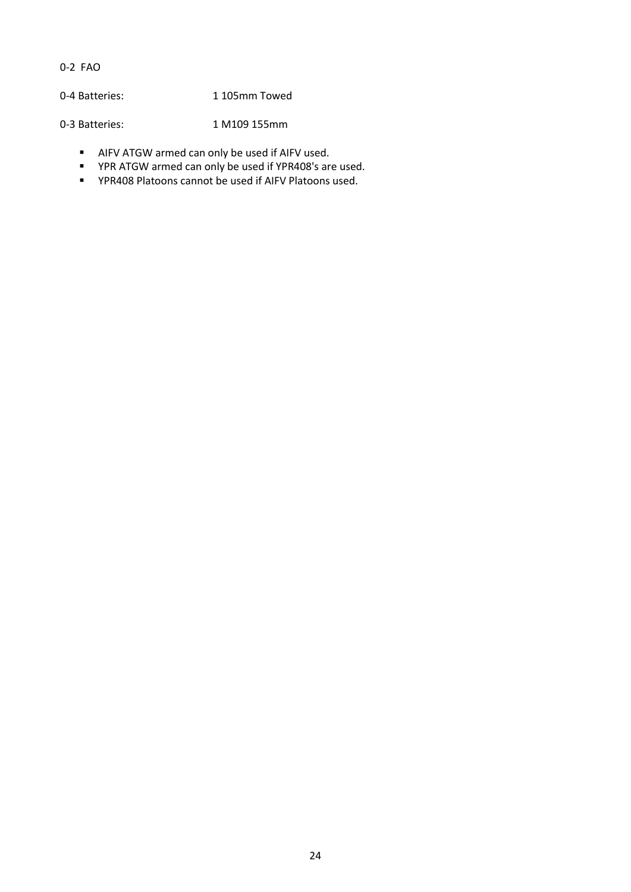0-2 FAO

| | |
|---|---|
| 0-4 Batteries: | 1 105mm Towed |
| 0-3 Batteries: | 1 M109 155mm |

- AIFV ATGW armed can only be used if AIFV used.
- YPR ATGW armed can only be used if YPR408's are used.
- YPR408 Platoons cannot be used if AIFV Platoons used.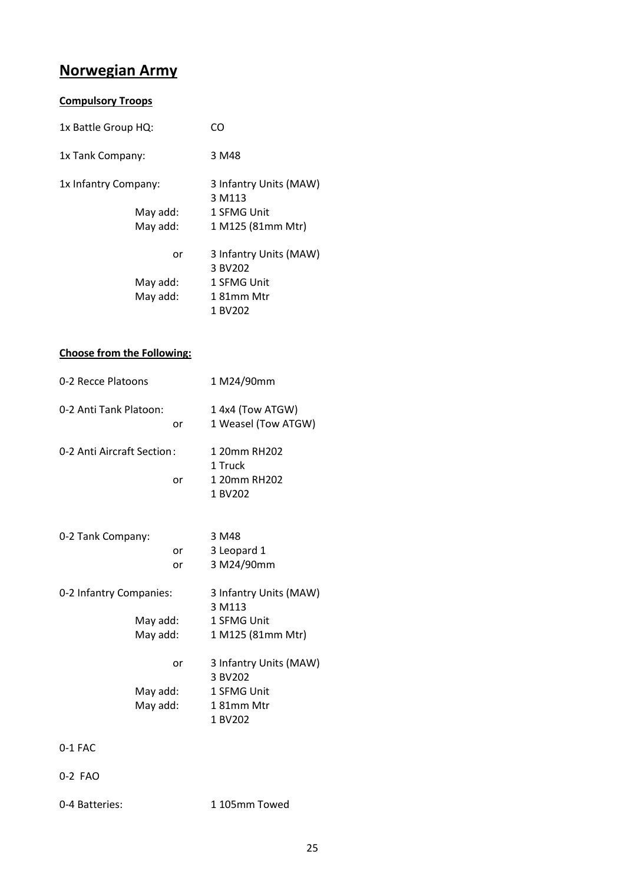# Norwegian Army

**Compulsory Troops**

| | |
|---|---|
| 1x Battle Group HQ: | CO |
| 1x Tank Company: | 3 M48 |
| 1x Infantry Company: | 3 Infantry Units (MAW) |
| | 3 M113 |
| May add: | 1 SFMG Unit |
| May add: | 1 M125 (81mm Mtr) |
| or | 3 Infantry Units (MAW) |
| | 3 BV202 |
| May add: | 1 SFMG Unit |
| May add: | 1 81mm Mtr |
| | 1 BV202 |

**Choose from the Following:**

| | |
|---|---|
| 0-2 Recce Platoons | 1 M24/90mm |
| 0-2 Anti Tank Platoon: | 1 4x4 (Tow ATGW) |
| or | 1 Weasel (Tow ATGW) |
| 0-2 Anti Aircraft Section: | 1 20mm RH202 |
| | 1 Truck |
| or | 1 20mm RH202 |
| | 1 BV202 |
| 0-2 Tank Company: | 3 M48 |
| or | 3 Leopard 1 |
| or | 3 M24/90mm |
| 0-2 Infantry Companies: | 3 Infantry Units (MAW) |
| | 3 M113 |
| May add: | 1 SFMG Unit |
| May add: | 1 M125 (81mm Mtr) |
| or | 3 Infantry Units (MAW) |
| | 3 BV202 |
| May add: | 1 SFMG Unit |
| May add: | 1 81mm Mtr |
| | 1 BV202 |
| 0-1 FAC | |
| 0-2 FAO | |
| 0-4 Batteries: | 1 105mm Towed |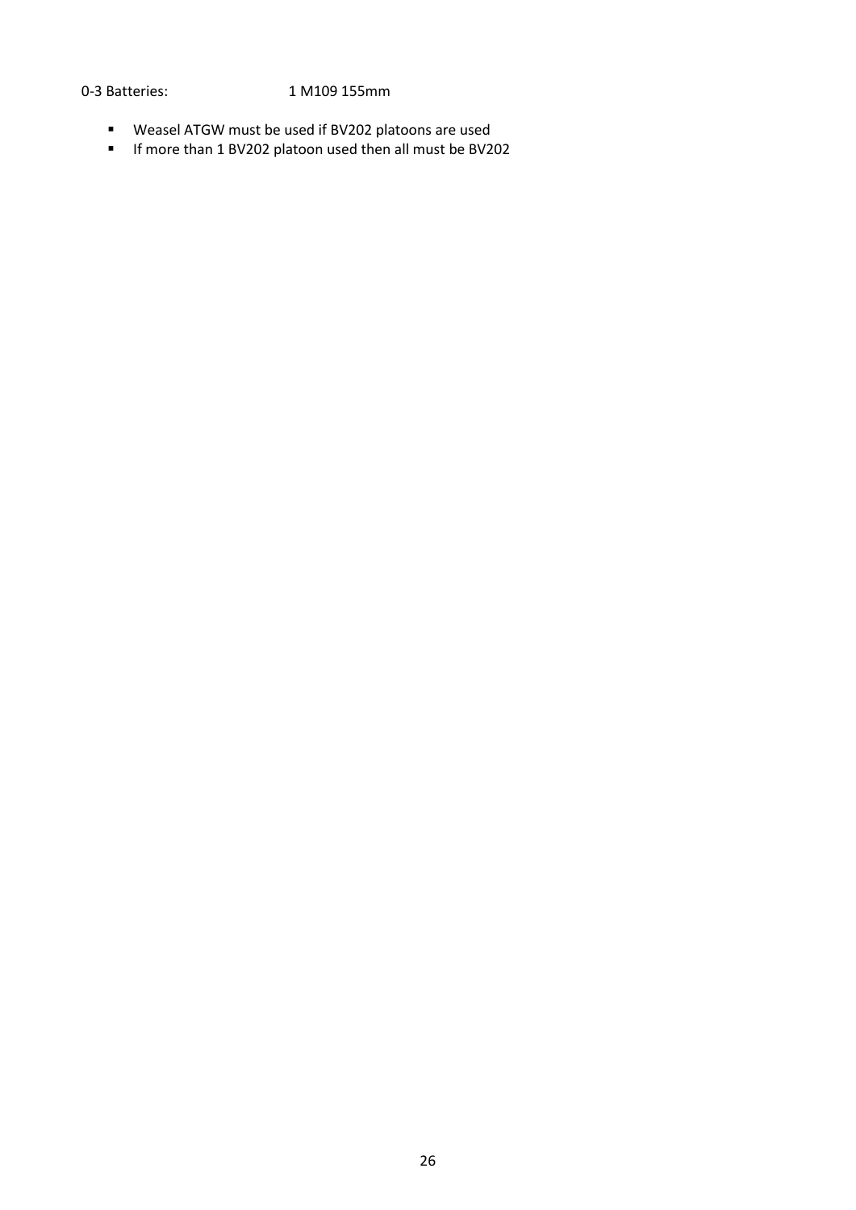0-3 Batteries: 1 M109 155mm

- Weasel ATGW must be used if BV202 platoons are used
- If more than 1 BV202 platoon used then all must be BV202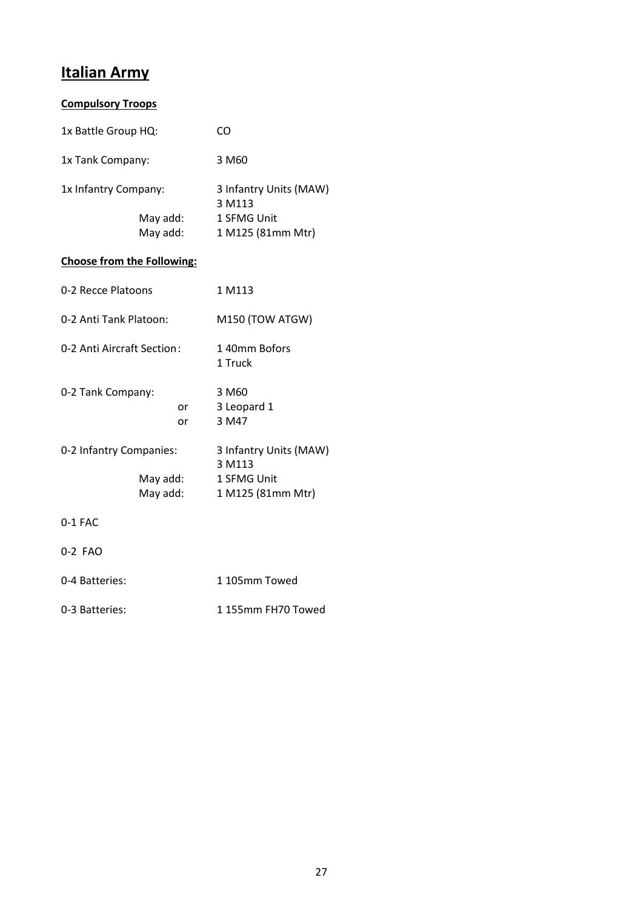# Italian Army

**Compulsory Troops**

| | |
|---|---|
| 1x Battle Group HQ: | CO |
| 1x Tank Company: | 3 M60 |
| 1x Infantry Company: | 3 Infantry Units (MAW)<br>3 M113 |
| May add: | 1 SFMG Unit |
| May add: | 1 M125 (81mm Mtr) |

**Choose from the Following:**

| | |
|---|---|
| 0-2 Recce Platoons | 1 M113 |
| 0-2 Anti Tank Platoon: | M150 (TOW ATGW) |
| 0-2 Anti Aircraft Section: | 1 40mm Bofors<br>1 Truck |
| 0-2 Tank Company: | 3 M60 |
| or | 3 Leopard 1 |
| or | 3 M47 |
| 0-2 Infantry Companies: | 3 Infantry Units (MAW)<br>3 M113 |
| May add: | 1 SFMG Unit |
| May add: | 1 M125 (81mm Mtr) |
| 0-1 FAC | |
| 0-2 FAO | |
| 0-4 Batteries: | 1 105mm Towed |
| 0-3 Batteries: | 1 155mm FH70 Towed |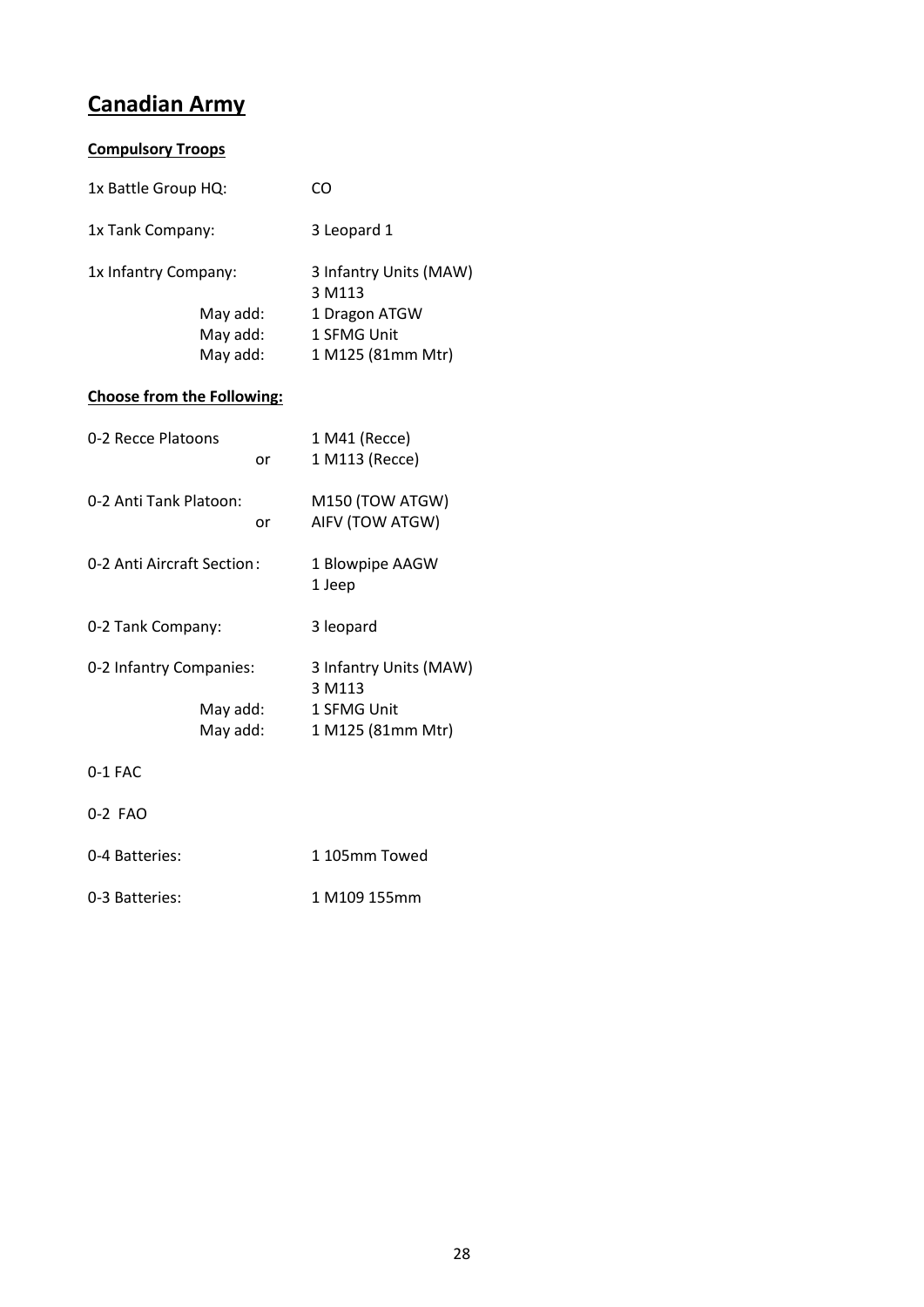# Canadian Army

**Compulsory Troops**

| | |
|---|---|
| 1x Battle Group HQ: | CO |
| 1x Tank Company: | 3 Leopard 1 |
| 1x Infantry Company: | 3 Infantry Units (MAW) |
| | 3 M113 |
| May add: | 1 Dragon ATGW |
| May add: | 1 SFMG Unit |
| May add: | 1 M125 (81mm Mtr) |

**Choose from the Following:**

| | |
|---|---|
| 0-2 Recce Platoons | 1 M41 (Recce) |
| or | 1 M113 (Recce) |
| 0-2 Anti Tank Platoon: | M150 (TOW ATGW) |
| or | AIFV (TOW ATGW) |
| 0-2 Anti Aircraft Section: | 1 Blowpipe AAGW |
| | 1 Jeep |
| 0-2 Tank Company: | 3 leopard |
| 0-2 Infantry Companies: | 3 Infantry Units (MAW) |
| | 3 M113 |
| May add: | 1 SFMG Unit |
| May add: | 1 M125 (81mm Mtr) |
| 0-1 FAC | |
| 0-2 FAO | |
| 0-4 Batteries: | 1 105mm Towed |
| 0-3 Batteries: | 1 M109 155mm |